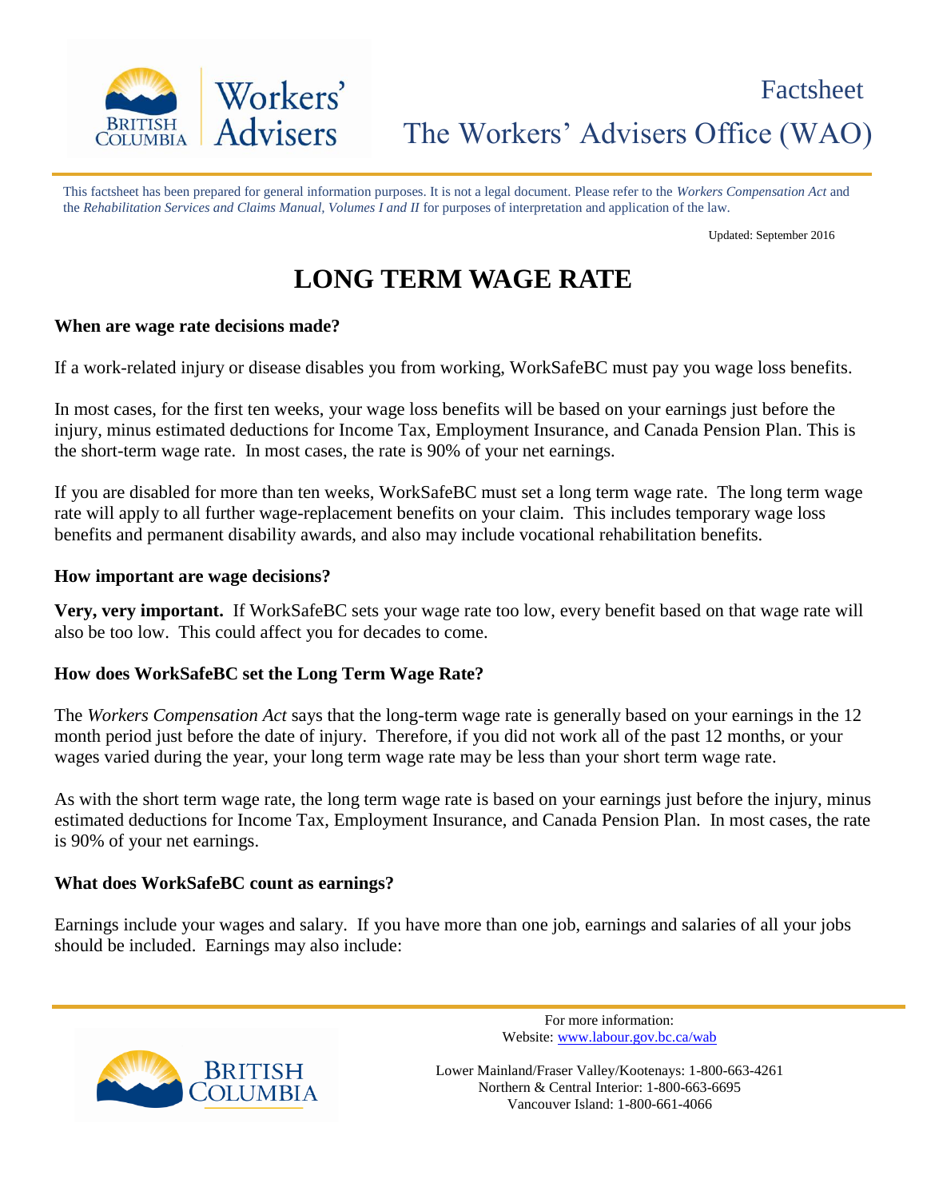Factsheet
The Workers' Advisers Office (WAO)

This factsheet has been prepared for general information purposes. It is not a legal document. Please refer to the *Workers Compensation Act* and the *Rehabilitation Services and Claims Manual, Volumes I and II* for purposes of interpretation and application of the law.

Updated: September 2016

# LONG TERM WAGE RATE

### When are wage rate decisions made?

If a work-related injury or disease disables you from working, WorkSafeBC must pay you wage loss benefits.

In most cases, for the first ten weeks, your wage loss benefits will be based on your earnings just before the injury, minus estimated deductions for Income Tax, Employment Insurance, and Canada Pension Plan. This is the short-term wage rate. In most cases, the rate is 90% of your net earnings.

If you are disabled for more than ten weeks, WorkSafeBC must set a long term wage rate. The long term wage rate will apply to all further wage-replacement benefits on your claim. This includes temporary wage loss benefits and permanent disability awards, and also may include vocational rehabilitation benefits.

### How important are wage decisions?

**Very, very important.** If WorkSafeBC sets your wage rate too low, every benefit based on that wage rate will also be too low. This could affect you for decades to come.

### How does WorkSafeBC set the Long Term Wage Rate?

The *Workers Compensation Act* says that the long-term wage rate is generally based on your earnings in the 12 month period just before the date of injury. Therefore, if you did not work all of the past 12 months, or your wages varied during the year, your long term wage rate may be less than your short term wage rate.

As with the short term wage rate, the long term wage rate is based on your earnings just before the injury, minus estimated deductions for Income Tax, Employment Insurance, and Canada Pension Plan. In most cases, the rate is 90% of your net earnings.

### What does WorkSafeBC count as earnings?

Earnings include your wages and salary. If you have more than one job, earnings and salaries of all your jobs should be included. Earnings may also include:

For more information:
Website: www.labour.gov.bc.ca/wab

Lower Mainland/Fraser Valley/Kootenays: 1-800-663-4261
Northern & Central Interior: 1-800-663-6695
Vancouver Island: 1-800-661-4066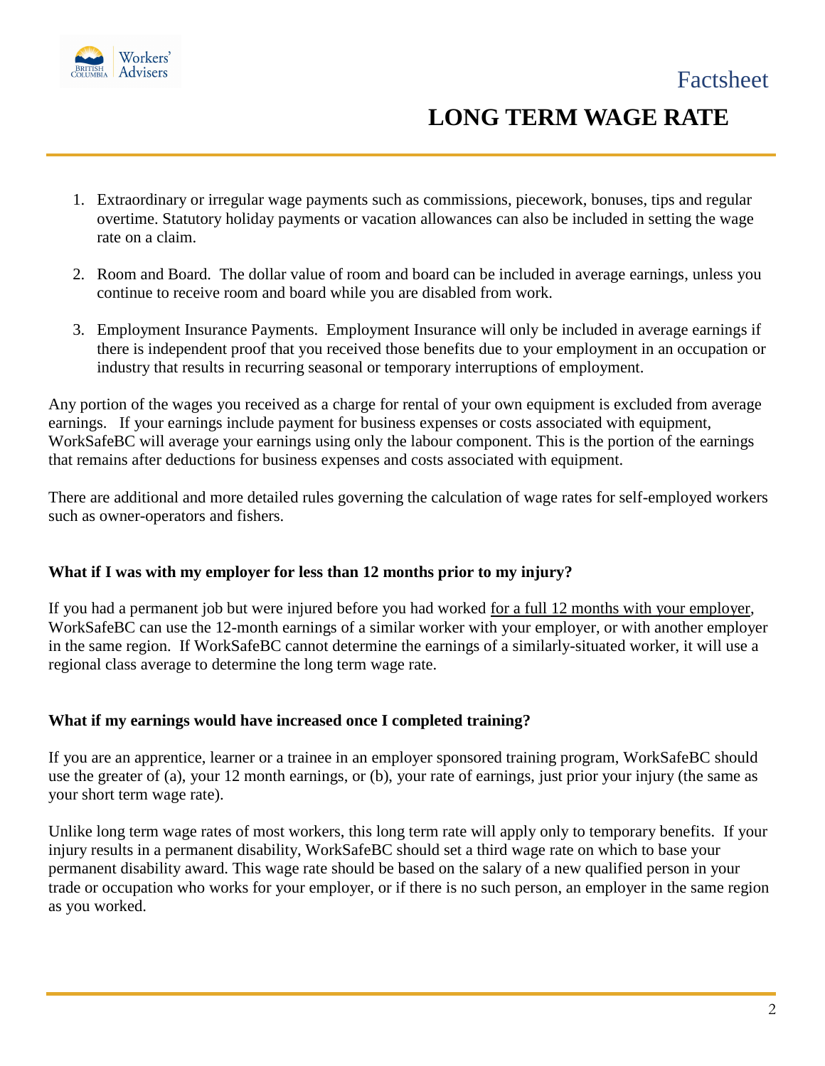1. Extraordinary or irregular wage payments such as commissions, piecework, bonuses, tips and regular overtime. Statutory holiday payments or vacation allowances can also be included in setting the wage rate on a claim.

2. Room and Board. The dollar value of room and board can be included in average earnings, unless you continue to receive room and board while you are disabled from work.

3. Employment Insurance Payments. Employment Insurance will only be included in average earnings if there is independent proof that you received those benefits due to your employment in an occupation or industry that results in recurring seasonal or temporary interruptions of employment.

Any portion of the wages you received as a charge for rental of your own equipment is excluded from average earnings. If your earnings include payment for business expenses or costs associated with equipment, WorkSafeBC will average your earnings using only the labour component. This is the portion of the earnings that remains after deductions for business expenses and costs associated with equipment.

There are additional and more detailed rules governing the calculation of wage rates for self-employed workers such as owner-operators and fishers.

**What if I was with my employer for less than 12 months prior to my injury?**

If you had a permanent job but were injured before you had worked for a full 12 months with your employer, WorkSafeBC can use the 12-month earnings of a similar worker with your employer, or with another employer in the same region. If WorkSafeBC cannot determine the earnings of a similarly-situated worker, it will use a regional class average to determine the long term wage rate.

**What if my earnings would have increased once I completed training?**

If you are an apprentice, learner or a trainee in an employer sponsored training program, WorkSafeBC should use the greater of (a), your 12 month earnings, or (b), your rate of earnings, just prior your injury (the same as your short term wage rate).

Unlike long term wage rates of most workers, this long term rate will apply only to temporary benefits. If your injury results in a permanent disability, WorkSafeBC should set a third wage rate on which to base your permanent disability award. This wage rate should be based on the salary of a new qualified person in your trade or occupation who works for your employer, or if there is no such person, an employer in the same region as you worked.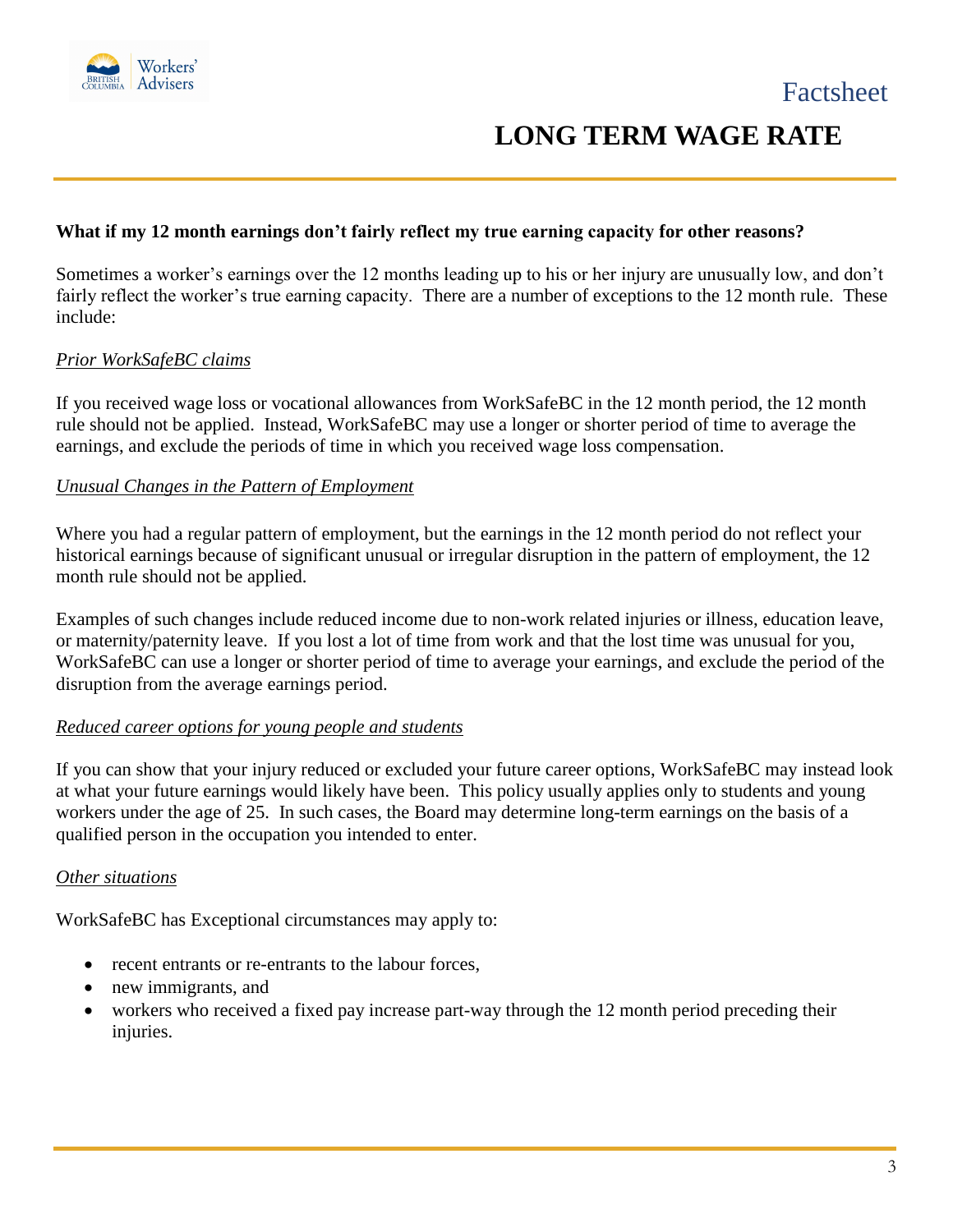**What if my 12 month earnings don't fairly reflect my true earning capacity for other reasons?**

Sometimes a worker's earnings over the 12 months leading up to his or her injury are unusually low, and don't fairly reflect the worker's true earning capacity. There are a number of exceptions to the 12 month rule. These include:

*Prior WorkSafeBC claims*

If you received wage loss or vocational allowances from WorkSafeBC in the 12 month period, the 12 month rule should not be applied. Instead, WorkSafeBC may use a longer or shorter period of time to average the earnings, and exclude the periods of time in which you received wage loss compensation.

*Unusual Changes in the Pattern of Employment*

Where you had a regular pattern of employment, but the earnings in the 12 month period do not reflect your historical earnings because of significant unusual or irregular disruption in the pattern of employment, the 12 month rule should not be applied.

Examples of such changes include reduced income due to non-work related injuries or illness, education leave, or maternity/paternity leave. If you lost a lot of time from work and that the lost time was unusual for you, WorkSafeBC can use a longer or shorter period of time to average your earnings, and exclude the period of the disruption from the average earnings period.

*Reduced career options for young people and students*

If you can show that your injury reduced or excluded your future career options, WorkSafeBC may instead look at what your future earnings would likely have been. This policy usually applies only to students and young workers under the age of 25. In such cases, the Board may determine long-term earnings on the basis of a qualified person in the occupation you intended to enter.

*Other situations*

WorkSafeBC has Exceptional circumstances may apply to:

- recent entrants or re-entrants to the labour forces,
- new immigrants, and
- workers who received a fixed pay increase part-way through the 12 month period preceding their injuries.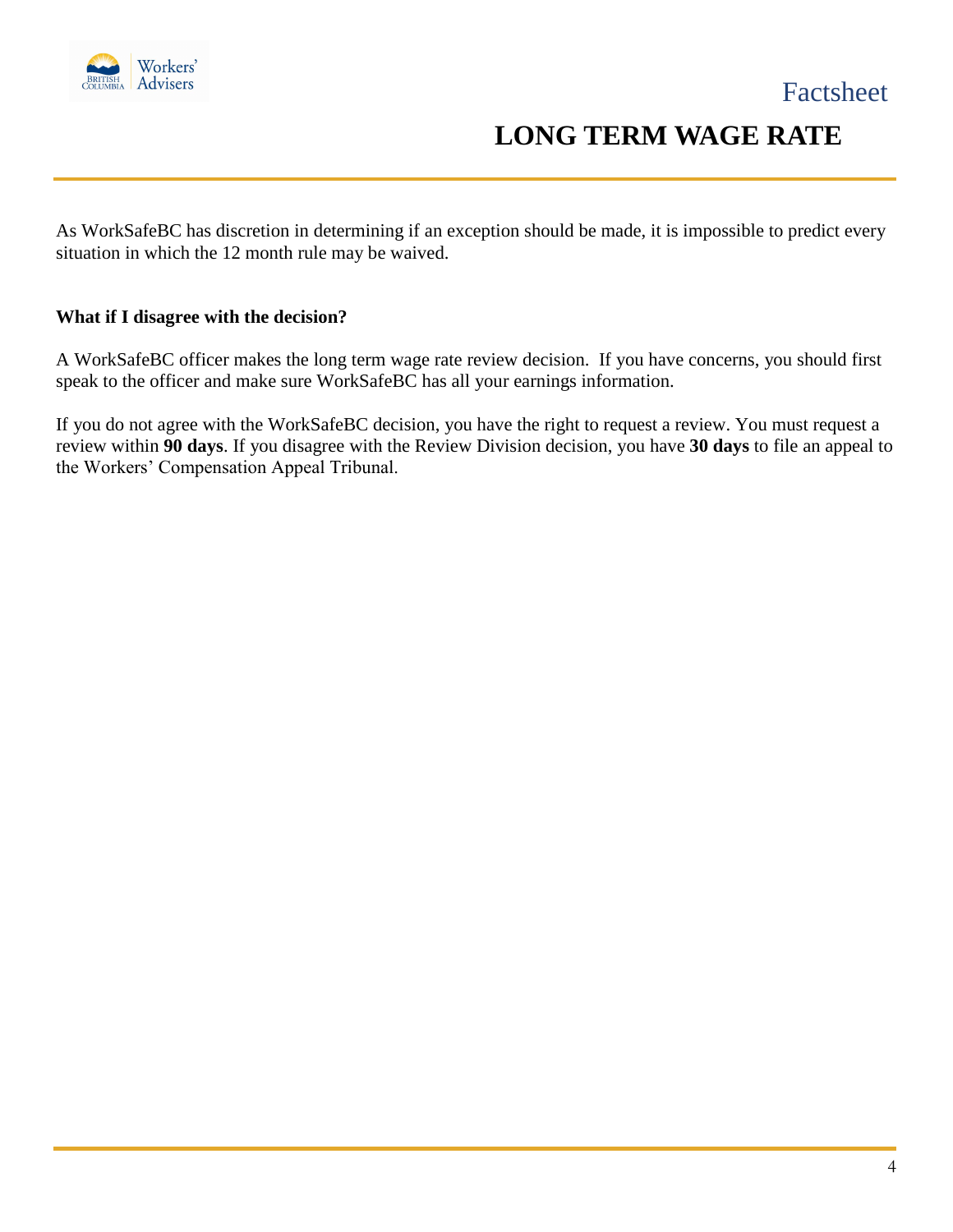As WorkSafeBC has discretion in determining if an exception should be made, it is impossible to predict every situation in which the 12 month rule may be waived.

**What if I disagree with the decision?**

A WorkSafeBC officer makes the long term wage rate review decision. If you have concerns, you should first speak to the officer and make sure WorkSafeBC has all your earnings information.

If you do not agree with the WorkSafeBC decision, you have the right to request a review. You must request a review within **90 days**. If you disagree with the Review Division decision, you have **30 days** to file an appeal to the Workers' Compensation Appeal Tribunal.